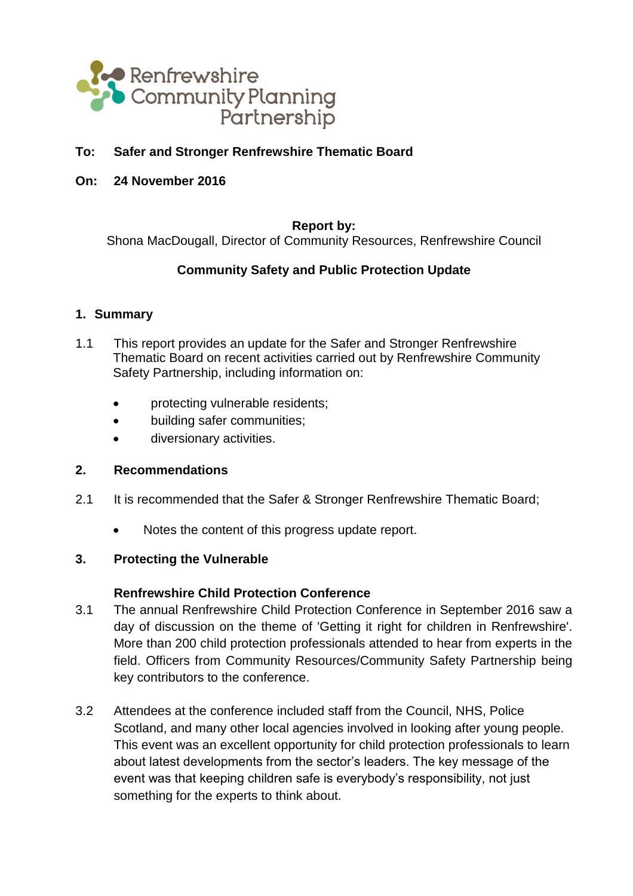Renfrewshire Community Planning Partnership

**To: Safer and Stronger Renfrewshire Thematic Board**

**On: 24 November 2016**

**Report by:**
Shona MacDougall, Director of Community Resources, Renfrewshire Council

## Community Safety and Public Protection Update

### 1. Summary

1.1 This report provides an update for the Safer and Stronger Renfrewshire Thematic Board on recent activities carried out by Renfrewshire Community Safety Partnership, including information on:

- protecting vulnerable residents;
- building safer communities;
- diversionary activities.

### 2. Recommendations

2.1 It is recommended that the Safer & Stronger Renfrewshire Thematic Board;

- Notes the content of this progress update report.

### 3. Protecting the Vulnerable

**Renfrewshire Child Protection Conference**

3.1 The annual Renfrewshire Child Protection Conference in September 2016 saw a day of discussion on the theme of 'Getting it right for children in Renfrewshire'. More than 200 child protection professionals attended to hear from experts in the field. Officers from Community Resources/Community Safety Partnership being key contributors to the conference.

3.2 Attendees at the conference included staff from the Council, NHS, Police Scotland, and many other local agencies involved in looking after young people. This event was an excellent opportunity for child protection professionals to learn about latest developments from the sector's leaders. The key message of the event was that keeping children safe is everybody's responsibility, not just something for the experts to think about.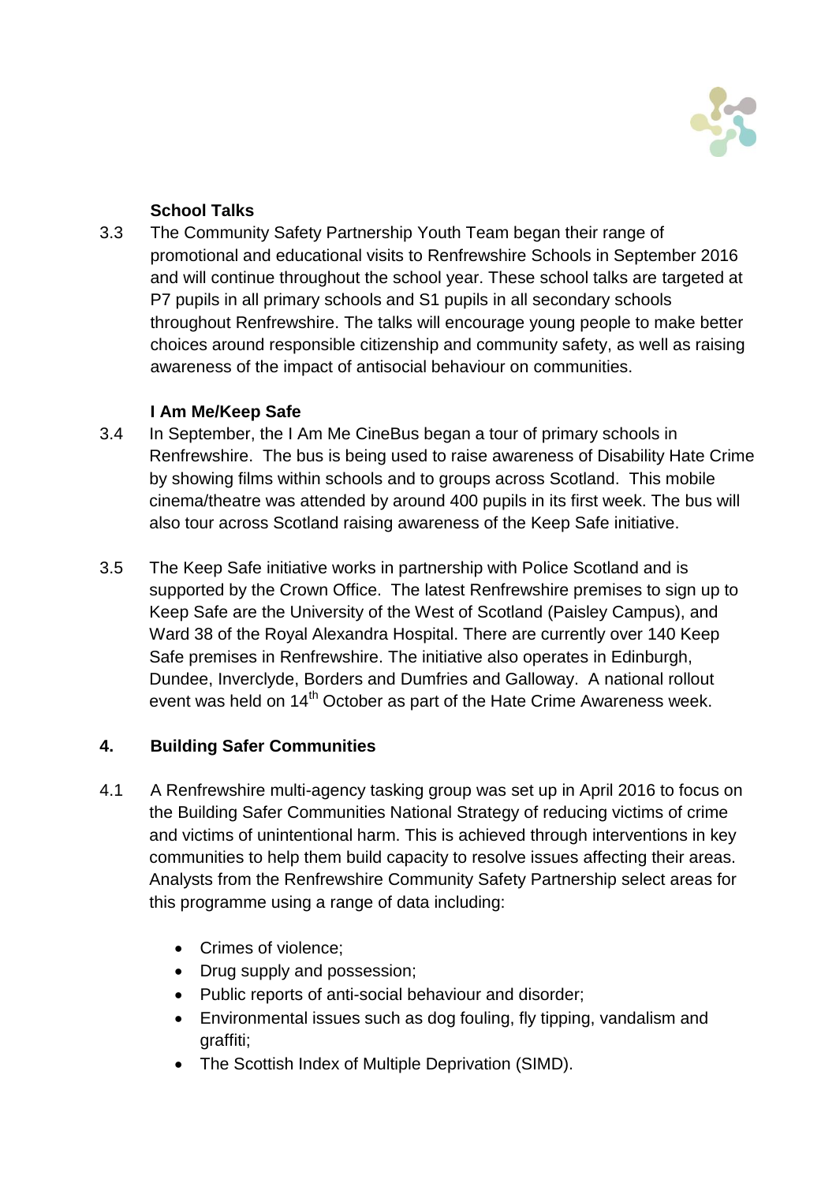**School Talks**

3.3 The Community Safety Partnership Youth Team began their range of promotional and educational visits to Renfrewshire Schools in September 2016 and will continue throughout the school year. These school talks are targeted at P7 pupils in all primary schools and S1 pupils in all secondary schools throughout Renfrewshire. The talks will encourage young people to make better choices around responsible citizenship and community safety, as well as raising awareness of the impact of antisocial behaviour on communities.

**I Am Me/Keep Safe**

3.4 In September, the I Am Me CineBus began a tour of primary schools in Renfrewshire. The bus is being used to raise awareness of Disability Hate Crime by showing films within schools and to groups across Scotland. This mobile cinema/theatre was attended by around 400 pupils in its first week. The bus will also tour across Scotland raising awareness of the Keep Safe initiative.

3.5 The Keep Safe initiative works in partnership with Police Scotland and is supported by the Crown Office. The latest Renfrewshire premises to sign up to Keep Safe are the University of the West of Scotland (Paisley Campus), and Ward 38 of the Royal Alexandra Hospital. There are currently over 140 Keep Safe premises in Renfrewshire. The initiative also operates in Edinburgh, Dundee, Inverclyde, Borders and Dumfries and Galloway. A national rollout event was held on 14th October as part of the Hate Crime Awareness week.

## 4. Building Safer Communities

4.1 A Renfrewshire multi-agency tasking group was set up in April 2016 to focus on the Building Safer Communities National Strategy of reducing victims of crime and victims of unintentional harm. This is achieved through interventions in key communities to help them build capacity to resolve issues affecting their areas. Analysts from the Renfrewshire Community Safety Partnership select areas for this programme using a range of data including:

- Crimes of violence;
- Drug supply and possession;
- Public reports of anti-social behaviour and disorder;
- Environmental issues such as dog fouling, fly tipping, vandalism and graffiti;
- The Scottish Index of Multiple Deprivation (SIMD).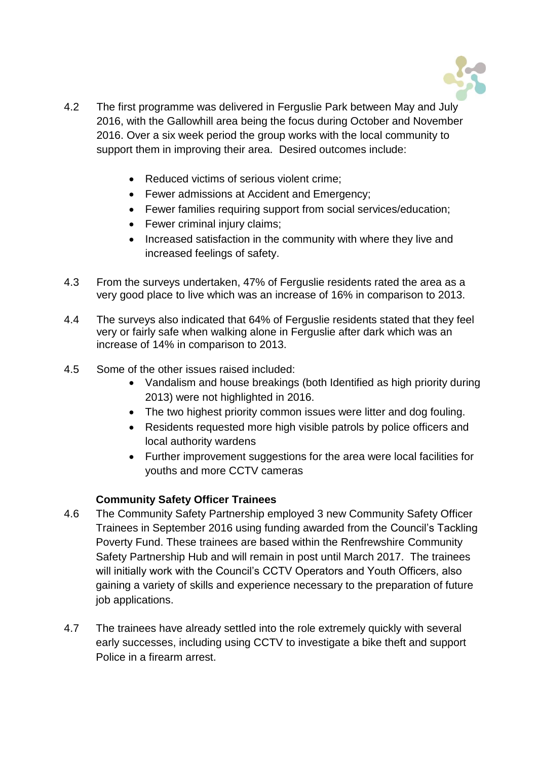4.2 The first programme was delivered in Ferguslie Park between May and July 2016, with the Gallowhill area being the focus during October and November 2016. Over a six week period the group works with the local community to support them in improving their area. Desired outcomes include:

- Reduced victims of serious violent crime;
- Fewer admissions at Accident and Emergency;
- Fewer families requiring support from social services/education;
- Fewer criminal injury claims;
- Increased satisfaction in the community with where they live and increased feelings of safety.

4.3 From the surveys undertaken, 47% of Ferguslie residents rated the area as a very good place to live which was an increase of 16% in comparison to 2013.

4.4 The surveys also indicated that 64% of Ferguslie residents stated that they feel very or fairly safe when walking alone in Ferguslie after dark which was an increase of 14% in comparison to 2013.

4.5 Some of the other issues raised included:

- Vandalism and house breakings (both Identified as high priority during 2013) were not highlighted in 2016.
- The two highest priority common issues were litter and dog fouling.
- Residents requested more high visible patrols by police officers and local authority wardens
- Further improvement suggestions for the area were local facilities for youths and more CCTV cameras

**Community Safety Officer Trainees**

4.6 The Community Safety Partnership employed 3 new Community Safety Officer Trainees in September 2016 using funding awarded from the Council's Tackling Poverty Fund. These trainees are based within the Renfrewshire Community Safety Partnership Hub and will remain in post until March 2017. The trainees will initially work with the Council's CCTV Operators and Youth Officers, also gaining a variety of skills and experience necessary to the preparation of future job applications.

4.7 The trainees have already settled into the role extremely quickly with several early successes, including using CCTV to investigate a bike theft and support Police in a firearm arrest.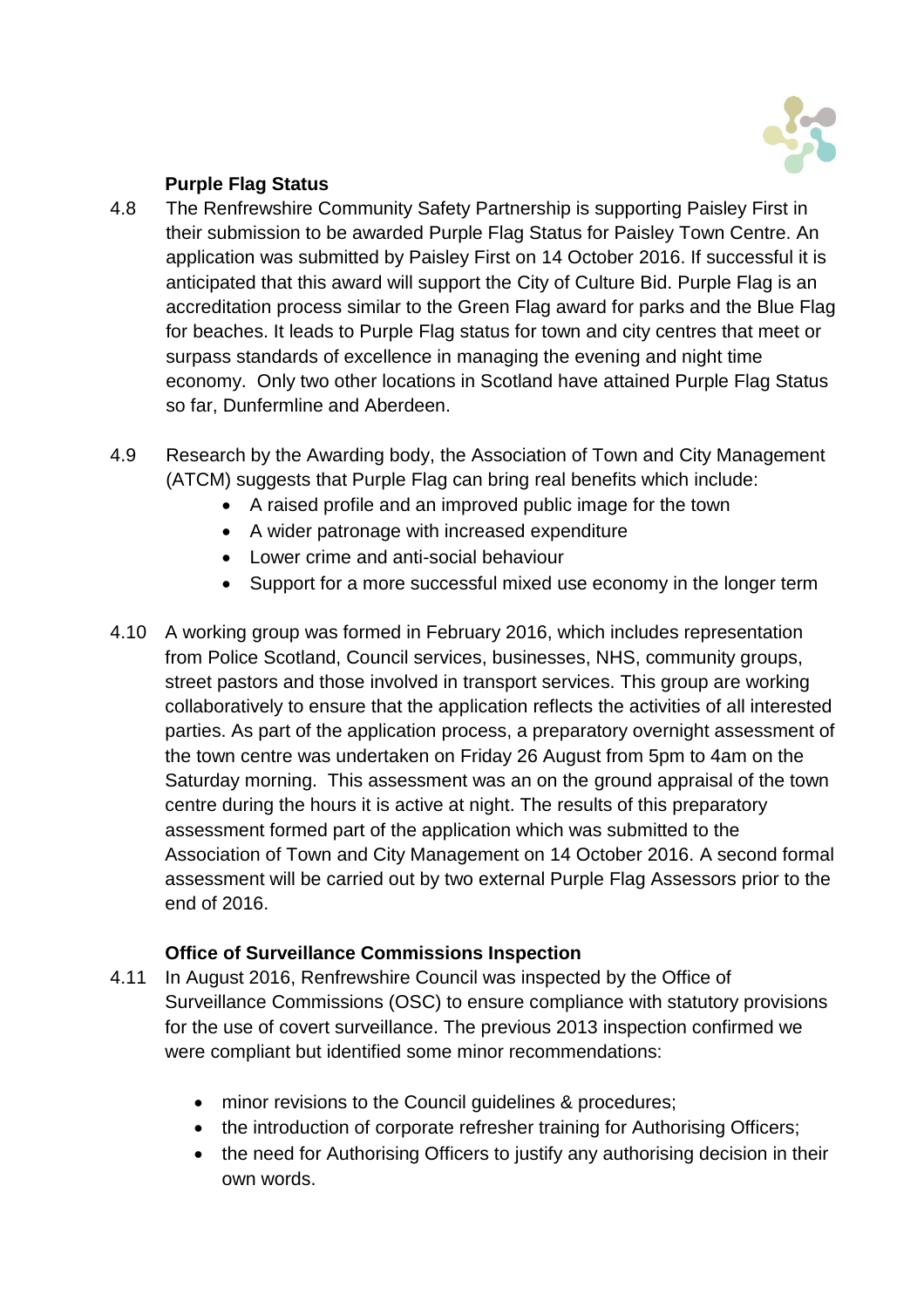**Purpose Flag Status**

4.8 The Renfrewshire Community Safety Partnership is supporting Paisley First in their submission to be awarded Purple Flag Status for Paisley Town Centre. An application was submitted by Paisley First on 14 October 2016. If successful it is anticipated that this award will support the City of Culture Bid. Purple Flag is an accreditation process similar to the Green Flag award for parks and the Blue Flag for beaches. It leads to Purple Flag status for town and city centres that meet or surpass standards of excellence in managing the evening and night time economy. Only two other locations in Scotland have attained Purple Flag Status so far, Dunfermline and Aberdeen.

4.9 Research by the Awarding body, the Association of Town and City Management (ATCM) suggests that Purple Flag can bring real benefits which include:

- A raised profile and an improved public image for the town
- A wider patronage with increased expenditure
- Lower crime and anti-social behaviour
- Support for a more successful mixed use economy in the longer term

4.10 A working group was formed in February 2016, which includes representation from Police Scotland, Council services, businesses, NHS, community groups, street pastors and those involved in transport services. This group are working collaboratively to ensure that the application reflects the activities of all interested parties. As part of the application process, a preparatory overnight assessment of the town centre was undertaken on Friday 26 August from 5pm to 4am on the Saturday morning. This assessment was an on the ground appraisal of the town centre during the hours it is active at night. The results of this preparatory assessment formed part of the application which was submitted to the Association of Town and City Management on 14 October 2016. A second formal assessment will be carried out by two external Purple Flag Assessors prior to the end of 2016.

**Office of Surveillance Commissions Inspection**

4.11 In August 2016, Renfrewshire Council was inspected by the Office of Surveillance Commissions (OSC) to ensure compliance with statutory provisions for the use of covert surveillance. The previous 2013 inspection confirmed we were compliant but identified some minor recommendations:

- minor revisions to the Council guidelines & procedures;
- the introduction of corporate refresher training for Authorising Officers;
- the need for Authorising Officers to justify any authorising decision in their own words.

**Purple Flag Status**

4.8 The Renfrewshire Community Safety Partnership is supporting Paisley First in their submission to be awarded Purple Flag Status for Paisley Town Centre. An application was submitted by Paisley First on 14 October 2016. If successful it is anticipated that this award will support the City of Culture Bid. Purple Flag is an accreditation process similar to the Green Flag award for parks and the Blue Flag for beaches. It leads to Purple Flag status for town and city centres that meet or surpass standards of excellence in managing the evening and night time economy. Only two other locations in Scotland have attained Purple Flag Status so far, Dunfermline and Aberdeen.

4.9 Research by the Awarding body, the Association of Town and City Management (ATCM) suggests that Purple Flag can bring real benefits which include:

- A raised profile and an improved public image for the town
- A wider patronage with increased expenditure
- Lower crime and anti-social behaviour
- Support for a more successful mixed use economy in the longer term

4.10 A working group was formed in February 2016, which includes representation from Police Scotland, Council services, businesses, NHS, community groups, street pastors and those involved in transport services. This group are working collaboratively to ensure that the application reflects the activities of all interested parties. As part of the application process, a preparatory overnight assessment of the town centre was undertaken on Friday 26 August from 5pm to 4am on the Saturday morning. This assessment was an on the ground appraisal of the town centre during the hours it is active at night. The results of this preparatory assessment formed part of the application which was submitted to the Association of Town and City Management on 14 October 2016. A second formal assessment will be carried out by two external Purple Flag Assessors prior to the end of 2016.

**Office of Surveillance Commissions Inspection**

4.11 In August 2016, Renfrewshire Council was inspected by the Office of Surveillance Commissions (OSC) to ensure compliance with statutory provisions for the use of covert surveillance. The previous 2013 inspection confirmed we were compliant but identified some minor recommendations:

- minor revisions to the Council guidelines & procedures;
- the introduction of corporate refresher training for Authorising Officers;
- the need for Authorising Officers to justify any authorising decision in their own words.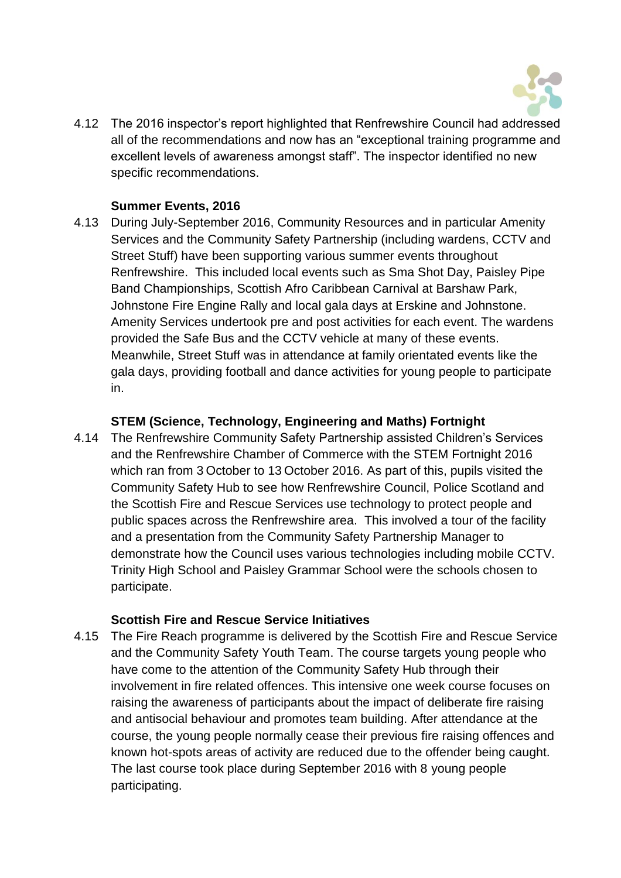4.12 The 2016 inspector's report highlighted that Renfrewshire Council had addressed all of the recommendations and now has an "exceptional training programme and excellent levels of awareness amongst staff". The inspector identified no new specific recommendations.

**Summer Events, 2016**

4.13 During July-September 2016, Community Resources and in particular Amenity Services and the Community Safety Partnership (including wardens, CCTV and Street Stuff) have been supporting various summer events throughout Renfrewshire. This included local events such as Sma Shot Day, Paisley Pipe Band Championships, Scottish Afro Caribbean Carnival at Barshaw Park, Johnstone Fire Engine Rally and local gala days at Erskine and Johnstone. Amenity Services undertook pre and post activities for each event. The wardens provided the Safe Bus and the CCTV vehicle at many of these events. Meanwhile, Street Stuff was in attendance at family orientated events like the gala days, providing football and dance activities for young people to participate in.

**STEM (Science, Technology, Engineering and Maths) Fortnight**

4.14 The Renfrewshire Community Safety Partnership assisted Children's Services and the Renfrewshire Chamber of Commerce with the STEM Fortnight 2016 which ran from 3 October to 13 October 2016. As part of this, pupils visited the Community Safety Hub to see how Renfrewshire Council, Police Scotland and the Scottish Fire and Rescue Services use technology to protect people and public spaces across the Renfrewshire area. This involved a tour of the facility and a presentation from the Community Safety Partnership Manager to demonstrate how the Council uses various technologies including mobile CCTV. Trinity High School and Paisley Grammar School were the schools chosen to participate.

**Scottish Fire and Rescue Service Initiatives**

4.15 The Fire Reach programme is delivered by the Scottish Fire and Rescue Service and the Community Safety Youth Team. The course targets young people who have come to the attention of the Community Safety Hub through their involvement in fire related offences. This intensive one week course focuses on raising the awareness of participants about the impact of deliberate fire raising and antisocial behaviour and promotes team building. After attendance at the course, the young people normally cease their previous fire raising offences and known hot-spots areas of activity are reduced due to the offender being caught. The last course took place during September 2016 with 8 young people participating.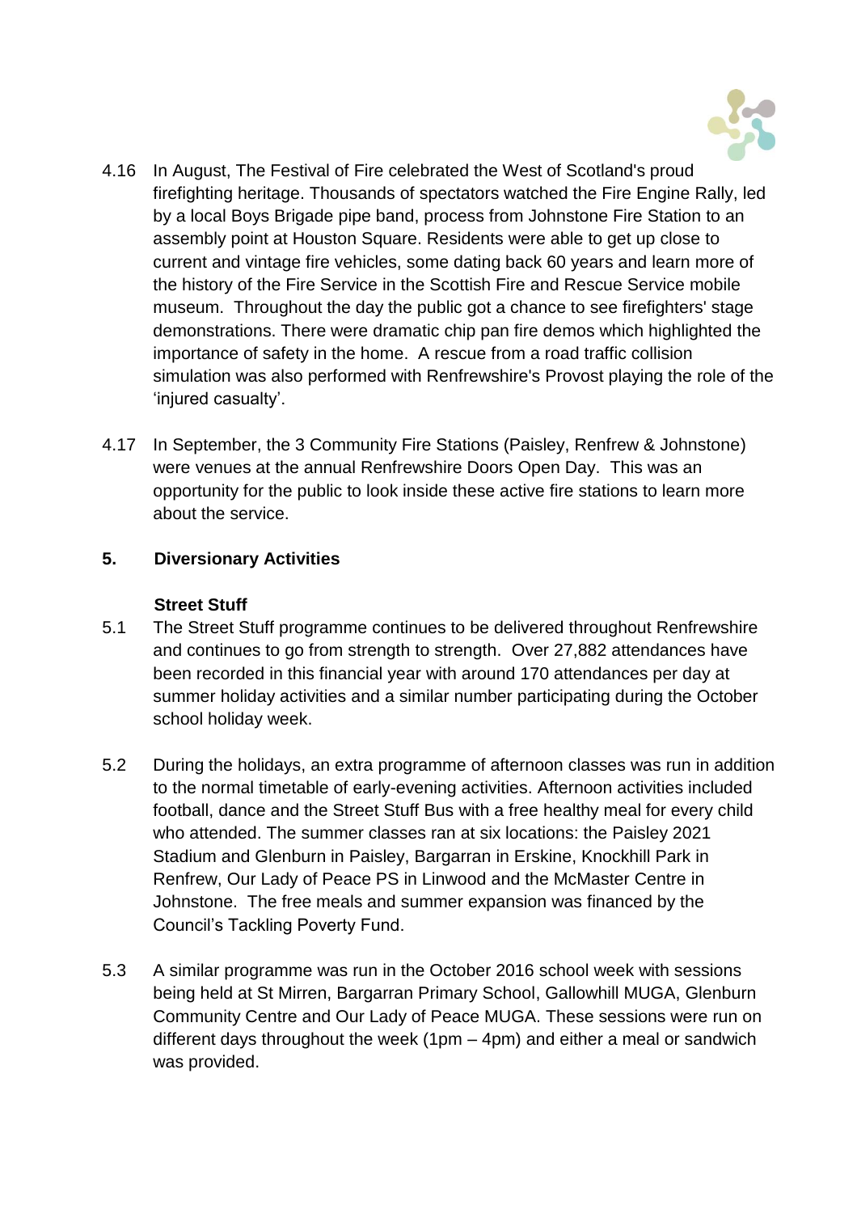4.16 In August, The Festival of Fire celebrated the West of Scotland's proud firefighting heritage. Thousands of spectators watched the Fire Engine Rally, led by a local Boys Brigade pipe band, process from Johnstone Fire Station to an assembly point at Houston Square. Residents were able to get up close to current and vintage fire vehicles, some dating back 60 years and learn more of the history of the Fire Service in the Scottish Fire and Rescue Service mobile museum. Throughout the day the public got a chance to see firefighters' stage demonstrations. There were dramatic chip pan fire demos which highlighted the importance of safety in the home. A rescue from a road traffic collision simulation was also performed with Renfrewshire's Provost playing the role of the 'injured casualty'.

4.17 In September, the 3 Community Fire Stations (Paisley, Renfrew & Johnstone) were venues at the annual Renfrewshire Doors Open Day. This was an opportunity for the public to look inside these active fire stations to learn more about the service.

## 5. Diversionary Activities

### Street Stuff

5.1 The Street Stuff programme continues to be delivered throughout Renfrewshire and continues to go from strength to strength. Over 27,882 attendances have been recorded in this financial year with around 170 attendances per day at summer holiday activities and a similar number participating during the October school holiday week.

5.2 During the holidays, an extra programme of afternoon classes was run in addition to the normal timetable of early-evening activities. Afternoon activities included football, dance and the Street Stuff Bus with a free healthy meal for every child who attended. The summer classes ran at six locations: the Paisley 2021 Stadium and Glenburn in Paisley, Bargarran in Erskine, Knockhill Park in Renfrew, Our Lady of Peace PS in Linwood and the McMaster Centre in Johnstone. The free meals and summer expansion was financed by the Council's Tackling Poverty Fund.

5.3 A similar programme was run in the October 2016 school week with sessions being held at St Mirren, Bargarran Primary School, Gallowhill MUGA, Glenburn Community Centre and Our Lady of Peace MUGA. These sessions were run on different days throughout the week (1pm – 4pm) and either a meal or sandwich was provided.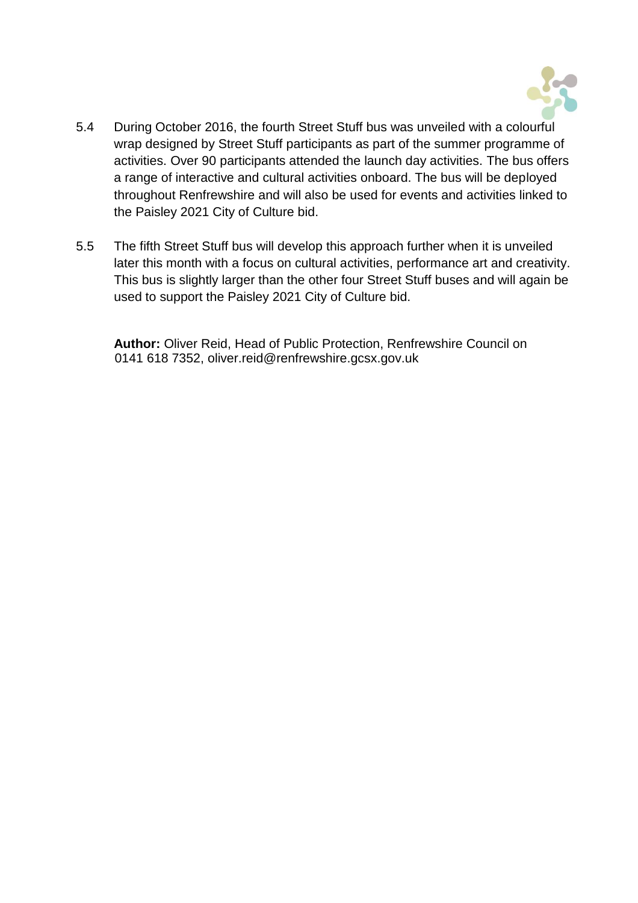5.4 During October 2016, the fourth Street Stuff bus was unveiled with a colourful wrap designed by Street Stuff participants as part of the summer programme of activities. Over 90 participants attended the launch day activities. The bus offers a range of interactive and cultural activities onboard. The bus will be deployed throughout Renfrewshire and will also be used for events and activities linked to the Paisley 2021 City of Culture bid.

5.5 The fifth Street Stuff bus will develop this approach further when it is unveiled later this month with a focus on cultural activities, performance art and creativity. This bus is slightly larger than the other four Street Stuff buses and will again be used to support the Paisley 2021 City of Culture bid.

**Author:** Oliver Reid, Head of Public Protection, Renfrewshire Council on 0141 618 7352, oliver.reid@renfrewshire.gcsx.gov.uk